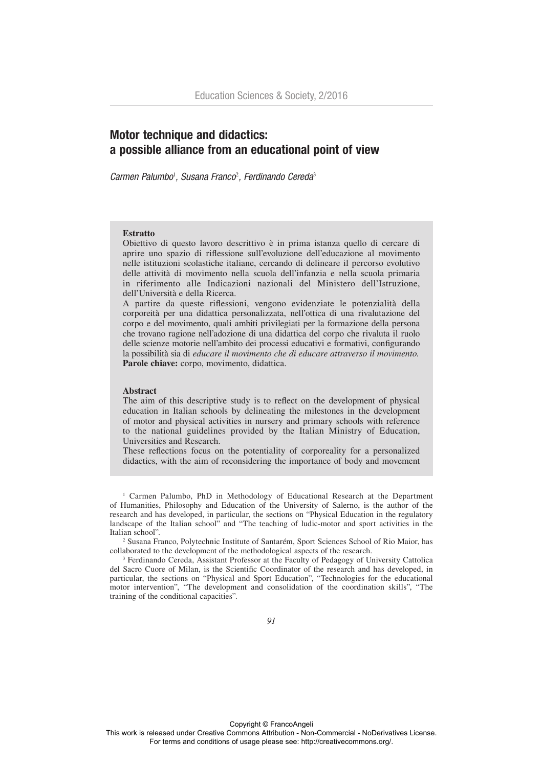# Motor technique and didactics: a possible alliance from an educational point of view

*Carmen Palumbo*[1], *Susana Franco*[2], *Ferdinando Cereda*[3]

**Estratto**

Obiettivo di questo lavoro descrittivo è in prima istanza quello di cercare di aprire uno spazio di riflessione sull'evoluzione dell'educazione al movimento nelle istituzioni scolastiche italiane, cercando di delineare il percorso evolutivo delle attività di movimento nella scuola dell'infanzia e nella scuola primaria in riferimento alle Indicazioni nazionali del Ministero dell'Istruzione, dell'Università e della Ricerca.

A partire da queste riflessioni, vengono evidenziate le potenzialità della corporeità per una didattica personalizzata, nell'ottica di una rivalutazione del corpo e del movimento, quali ambiti privilegiati per la formazione della persona che trovano ragione nell'adozione di una didattica del corpo che rivaluta il ruolo delle scienze motorie nell'ambito dei processi educativi e formativi, configurando la possibilità sia di *educare il movimento che di educare attraverso il movimento.*

**Parole chiave:** corpo, movimento, didattica.

**Abstract**

The aim of this descriptive study is to reflect on the development of physical education in Italian schools by delineating the milestones in the development of motor and physical activities in nursery and primary schools with reference to the national guidelines provided by the Italian Ministry of Education, Universities and Research.

These reflections focus on the potentiality of corporeality for a personalized didactics, with the aim of reconsidering the importance of body and movement

[1] Carmen Palumbo, PhD in Methodology of Educational Research at the Department of Humanities, Philosophy and Education of the University of Salerno, is the author of the research and has developed, in particular, the sections on "Physical Education in the regulatory landscape of the Italian school" and "The teaching of ludic-motor and sport activities in the Italian school".

[2] Susana Franco, Polytechnic Institute of Santarém, Sport Sciences School of Rio Maior, has collaborated to the development of the methodological aspects of the research.

[3] Ferdinando Cereda, Assistant Professor at the Faculty of Pedagogy of University Cattolica del Sacro Cuore of Milan, is the Scientific Coordinator of the research and has developed, in particular, the sections on "Physical and Sport Education", "Technologies for the educational motor intervention", "The development and consolidation of the coordination skills", "The training of the conditional capacities".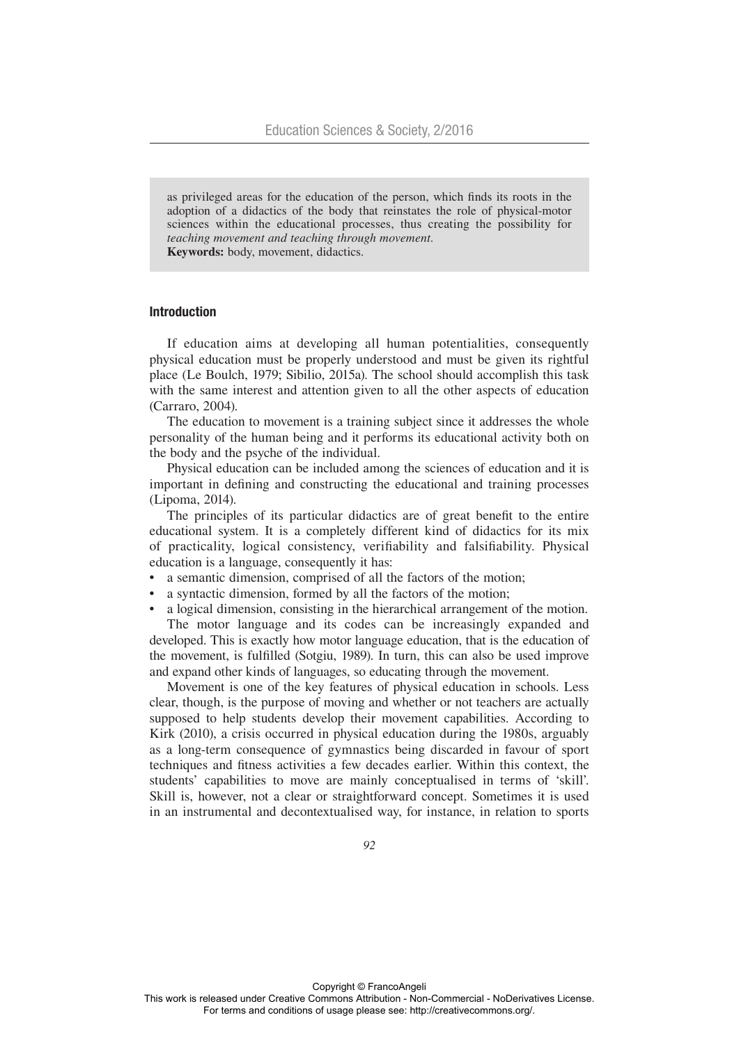as privileged areas for the education of the person, which finds its roots in the adoption of a didactics of the body that reinstates the role of physical-motor sciences within the educational processes, thus creating the possibility for *teaching movement and teaching through movement*.
**Keywords:** body, movement, didactics.

## Introduction

If education aims at developing all human potentialities, consequently physical education must be properly understood and must be given its rightful place (Le Boulch, 1979; Sibilio, 2015a). The school should accomplish this task with the same interest and attention given to all the other aspects of education (Carraro, 2004).

The education to movement is a training subject since it addresses the whole personality of the human being and it performs its educational activity both on the body and the psyche of the individual.

Physical education can be included among the sciences of education and it is important in defining and constructing the educational and training processes (Lipoma, 2014).

The principles of its particular didactics are of great benefit to the entire educational system. It is a completely different kind of didactics for its mix of practicality, logical consistency, verifiability and falsifiability. Physical education is a language, consequently it has:

- a semantic dimension, comprised of all the factors of the motion;
- a syntactic dimension, formed by all the factors of the motion;
- a logical dimension, consisting in the hierarchical arrangement of the motion.

The motor language and its codes can be increasingly expanded and developed. This is exactly how motor language education, that is the education of the movement, is fulfilled (Sotgiu, 1989). In turn, this can also be used improve and expand other kinds of languages, so educating through the movement.

Movement is one of the key features of physical education in schools. Less clear, though, is the purpose of moving and whether or not teachers are actually supposed to help students develop their movement capabilities. According to Kirk (2010), a crisis occurred in physical education during the 1980s, arguably as a long-term consequence of gymnastics being discarded in favour of sport techniques and fitness activities a few decades earlier. Within this context, the students' capabilities to move are mainly conceptualised in terms of 'skill'. Skill is, however, not a clear or straightforward concept. Sometimes it is used in an instrumental and decontextualised way, for instance, in relation to sports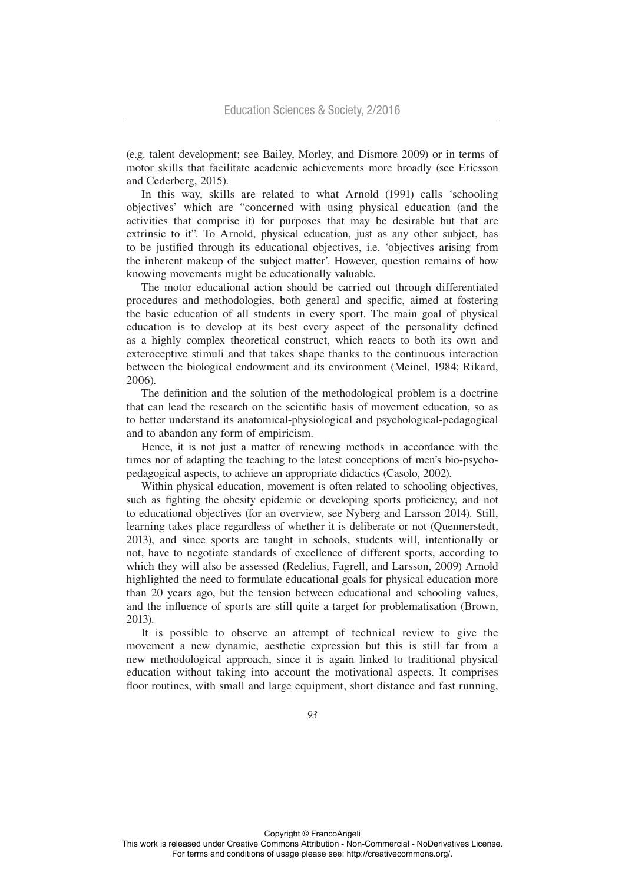(e.g. talent development; see Bailey, Morley, and Dismore 2009) or in terms of motor skills that facilitate academic achievements more broadly (see Ericsson and Cederberg, 2015).

In this way, skills are related to what Arnold (1991) calls 'schooling objectives' which are "concerned with using physical education (and the activities that comprise it) for purposes that may be desirable but that are extrinsic to it". To Arnold, physical education, just as any other subject, has to be justified through its educational objectives, i.e. 'objectives arising from the inherent makeup of the subject matter'. However, question remains of how knowing movements might be educationally valuable.

The motor educational action should be carried out through differentiated procedures and methodologies, both general and specific, aimed at fostering the basic education of all students in every sport. The main goal of physical education is to develop at its best every aspect of the personality defined as a highly complex theoretical construct, which reacts to both its own and exteroceptive stimuli and that takes shape thanks to the continuous interaction between the biological endowment and its environment (Meinel, 1984; Rikard, 2006).

The definition and the solution of the methodological problem is a doctrine that can lead the research on the scientific basis of movement education, so as to better understand its anatomical-physiological and psychological-pedagogical and to abandon any form of empiricism.

Hence, it is not just a matter of renewing methods in accordance with the times nor of adapting the teaching to the latest conceptions of men's bio-psycho-pedagogical aspects, to achieve an appropriate didactics (Casolo, 2002).

Within physical education, movement is often related to schooling objectives, such as fighting the obesity epidemic or developing sports proficiency, and not to educational objectives (for an overview, see Nyberg and Larsson 2014). Still, learning takes place regardless of whether it is deliberate or not (Quennerstedt, 2013), and since sports are taught in schools, students will, intentionally or not, have to negotiate standards of excellence of different sports, according to which they will also be assessed (Redelius, Fagrell, and Larsson, 2009) Arnold highlighted the need to formulate educational goals for physical education more than 20 years ago, but the tension between educational and schooling values, and the influence of sports are still quite a target for problematisation (Brown, 2013).

It is possible to observe an attempt of technical review to give the movement a new dynamic, aesthetic expression but this is still far from a new methodological approach, since it is again linked to traditional physical education without taking into account the motivational aspects. It comprises floor routines, with small and large equipment, short distance and fast running,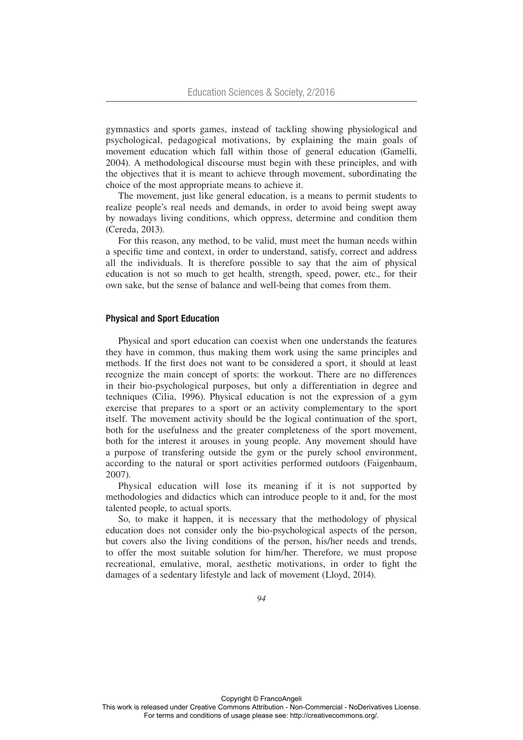gymnastics and sports games, instead of tackling showing physiological and psychological, pedagogical motivations, by explaining the main goals of movement education which fall within those of general education (Gamelli, 2004). A methodological discourse must begin with these principles, and with the objectives that it is meant to achieve through movement, subordinating the choice of the most appropriate means to achieve it.

The movement, just like general education, is a means to permit students to realize people's real needs and demands, in order to avoid being swept away by nowadays living conditions, which oppress, determine and condition them (Cereda, 2013).

For this reason, any method, to be valid, must meet the human needs within a specific time and context, in order to understand, satisfy, correct and address all the individuals. It is therefore possible to say that the aim of physical education is not so much to get health, strength, speed, power, etc., for their own sake, but the sense of balance and well-being that comes from them.

## Physical and Sport Education

Physical and sport education can coexist when one understands the features they have in common, thus making them work using the same principles and methods. If the first does not want to be considered a sport, it should at least recognize the main concept of sports: the workout. There are no differences in their bio-psychological purposes, but only a differentiation in degree and techniques (Cilia, 1996). Physical education is not the expression of a gym exercise that prepares to a sport or an activity complementary to the sport itself. The movement activity should be the logical continuation of the sport, both for the usefulness and the greater completeness of the sport movement, both for the interest it arouses in young people. Any movement should have a purpose of transfering outside the gym or the purely school environment, according to the natural or sport activities performed outdoors (Faigenbaum, 2007).

Physical education will lose its meaning if it is not supported by methodologies and didactics which can introduce people to it and, for the most talented people, to actual sports.

So, to make it happen, it is necessary that the methodology of physical education does not consider only the bio-psychological aspects of the person, but covers also the living conditions of the person, his/her needs and trends, to offer the most suitable solution for him/her. Therefore, we must propose recreational, emulative, moral, aesthetic motivations, in order to fight the damages of a sedentary lifestyle and lack of movement (Lloyd, 2014).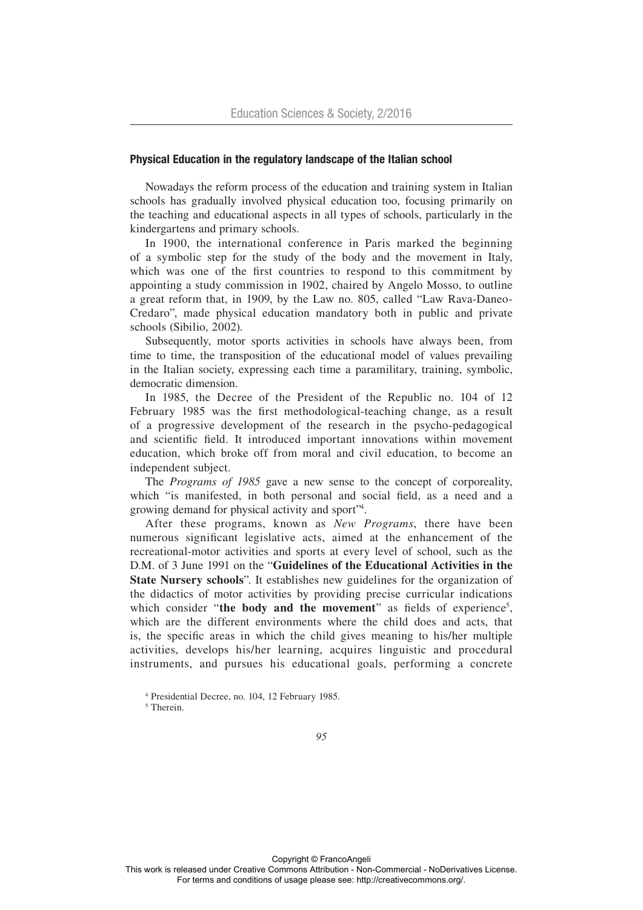### Physical Education in the regulatory landscape of the Italian school

Nowadays the reform process of the education and training system in Italian schools has gradually involved physical education too, focusing primarily on the teaching and educational aspects in all types of schools, particularly in the kindergartens and primary schools.

In 1900, the international conference in Paris marked the beginning of a symbolic step for the study of the body and the movement in Italy, which was one of the first countries to respond to this commitment by appointing a study commission in 1902, chaired by Angelo Mosso, to outline a great reform that, in 1909, by the Law no. 805, called "Law Rava-Daneo-Credaro", made physical education mandatory both in public and private schools (Sibilio, 2002).

Subsequently, motor sports activities in schools have always been, from time to time, the transposition of the educational model of values prevailing in the Italian society, expressing each time a paramilitary, training, symbolic, democratic dimension.

In 1985, the Decree of the President of the Republic no. 104 of 12 February 1985 was the first methodological-teaching change, as a result of a progressive development of the research in the psycho-pedagogical and scientific field. It introduced important innovations within movement education, which broke off from moral and civil education, to become an independent subject.

The *Programs of 1985* gave a new sense to the concept of corporeality, which "is manifested, in both personal and social field, as a need and a growing demand for physical activity and sport"[4].

After these programs, known as *New Programs*, there have been numerous significant legislative acts, aimed at the enhancement of the recreational-motor activities and sports at every level of school, such as the D.M. of 3 June 1991 on the "**Guidelines of the Educational Activities in the State Nursery schools**". It establishes new guidelines for the organization of the didactics of motor activities by providing precise curricular indications which consider "**the body and the movement**" as fields of experience[5], which are the different environments where the child does and acts, that is, the specific areas in which the child gives meaning to his/her multiple activities, develops his/her learning, acquires linguistic and procedural instruments, and pursues his educational goals, performing a concrete

[4] Presidential Decree, no. 104, 12 February 1985.

[5] Therein.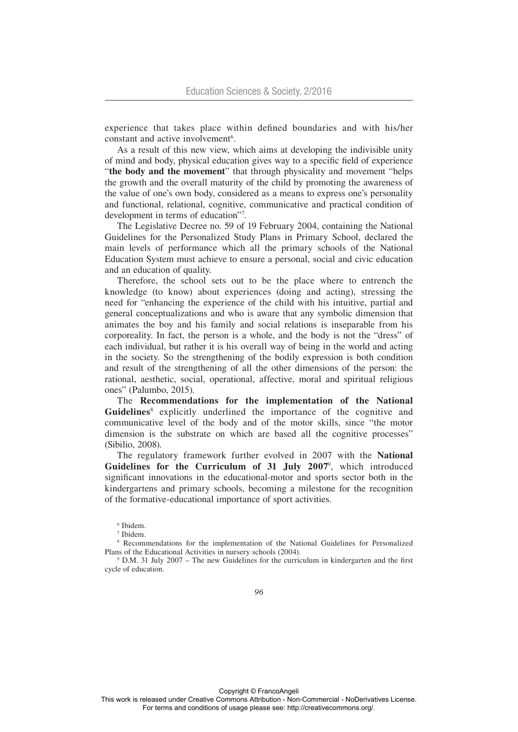experience that takes place within defined boundaries and with his/her constant and active involvement[6].

As a result of this new view, which aims at developing the indivisible unity of mind and body, physical education gives way to a specific field of experience "**the body and the movement**" that through physicality and movement "helps the growth and the overall maturity of the child by promoting the awareness of the value of one's own body, considered as a means to express one's personality and functional, relational, cognitive, communicative and practical condition of development in terms of education"[7].

The Legislative Decree no. 59 of 19 February 2004, containing the National Guidelines for the Personalized Study Plans in Primary School, declared the main levels of performance which all the primary schools of the National Education System must achieve to ensure a personal, social and civic education and an education of quality.

Therefore, the school sets out to be the place where to entrench the knowledge (to know) about experiences (doing and acting), stressing the need for "enhancing the experience of the child with his intuitive, partial and general conceptualizations and who is aware that any symbolic dimension that animates the boy and his family and social relations is inseparable from his corporeality. In fact, the person is a whole, and the body is not the "dress" of each individual, but rather it is his overall way of being in the world and acting in the society. So the strengthening of the bodily expression is both condition and result of the strengthening of all the other dimensions of the person: the rational, aesthetic, social, operational, affective, moral and spiritual religious ones" (Palumbo, 2015).

The **Recommendations for the implementation of the National Guidelines**[8] explicitly underlined the importance of the cognitive and communicative level of the body and of the motor skills, since "the motor dimension is the substrate on which are based all the cognitive processes" (Sibilio, 2008).

The regulatory framework further evolved in 2007 with the **National Guidelines for the Curriculum of 31 July 2007**[9], which introduced significant innovations in the educational-motor and sports sector both in the kindergartens and primary schools, becoming a milestone for the recognition of the formative-educational importance of sport activities.

[6] Ibidem.

[7] Ibidem.

[8] Recommendations for the implementation of the National Guidelines for Personalized Plans of the Educational Activities in nursery schools (2004).

[9] D.M. 31 July 2007 – The new Guidelines for the curriculum in kindergarten and the first cycle of education.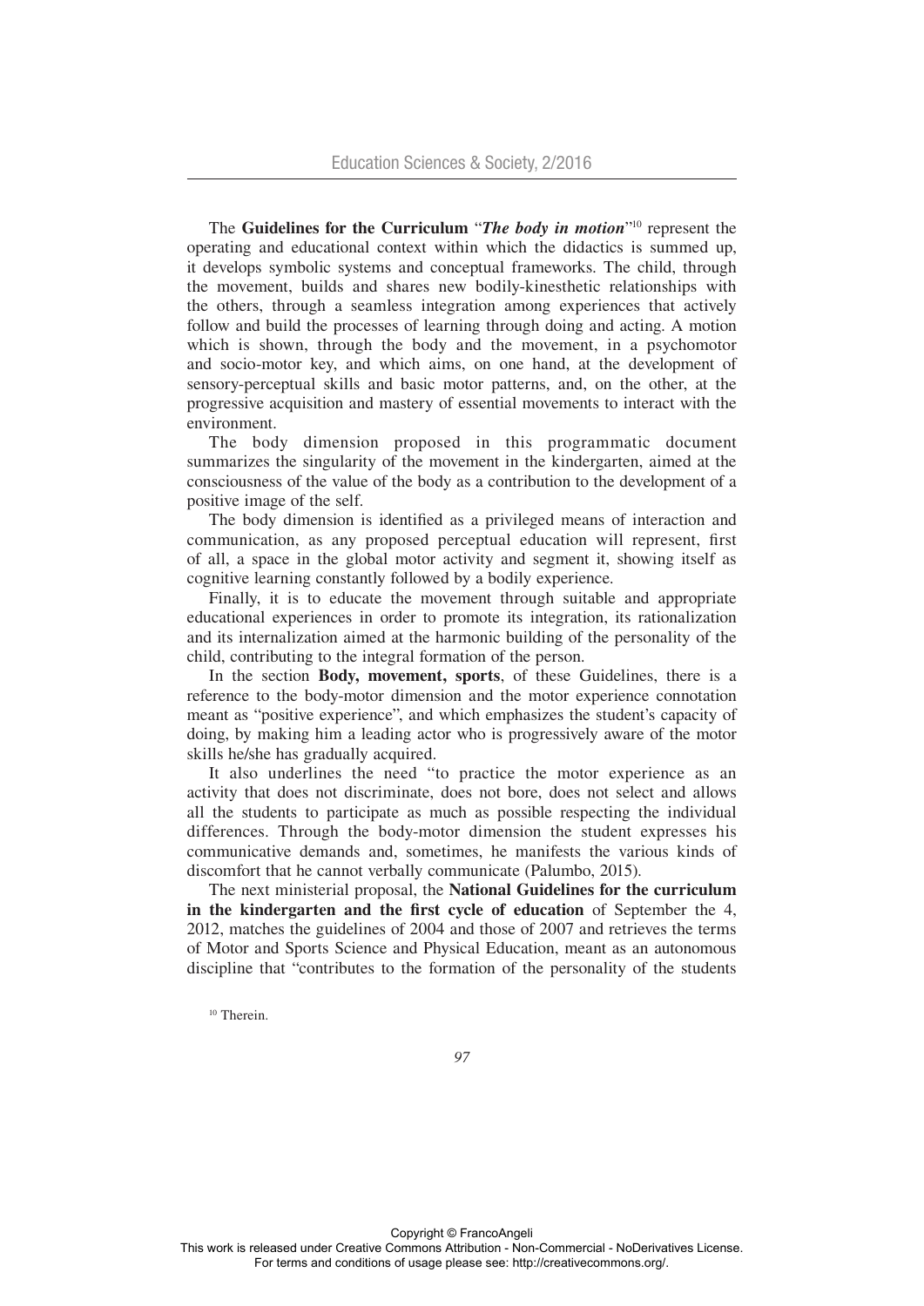The **Guidelines for the Curriculum** "***The body in motion***"[10] represent the operating and educational context within which the didactics is summed up, it develops symbolic systems and conceptual frameworks. The child, through the movement, builds and shares new bodily-kinesthetic relationships with the others, through a seamless integration among experiences that actively follow and build the processes of learning through doing and acting. A motion which is shown, through the body and the movement, in a psychomotor and socio-motor key, and which aims, on one hand, at the development of sensory-perceptual skills and basic motor patterns, and, on the other, at the progressive acquisition and mastery of essential movements to interact with the environment.

The body dimension proposed in this programmatic document summarizes the singularity of the movement in the kindergarten, aimed at the consciousness of the value of the body as a contribution to the development of a positive image of the self.

The body dimension is identified as a privileged means of interaction and communication, as any proposed perceptual education will represent, first of all, a space in the global motor activity and segment it, showing itself as cognitive learning constantly followed by a bodily experience.

Finally, it is to educate the movement through suitable and appropriate educational experiences in order to promote its integration, its rationalization and its internalization aimed at the harmonic building of the personality of the child, contributing to the integral formation of the person.

In the section **Body, movement, sports**, of these Guidelines, there is a reference to the body-motor dimension and the motor experience connotation meant as "positive experience", and which emphasizes the student's capacity of doing, by making him a leading actor who is progressively aware of the motor skills he/she has gradually acquired.

It also underlines the need "to practice the motor experience as an activity that does not discriminate, does not bore, does not select and allows all the students to participate as much as possible respecting the individual differences. Through the body-motor dimension the student expresses his communicative demands and, sometimes, he manifests the various kinds of discomfort that he cannot verbally communicate (Palumbo, 2015).

The next ministerial proposal, the **National Guidelines for the curriculum in the kindergarten and the first cycle of education** of September the 4, 2012, matches the guidelines of 2004 and those of 2007 and retrieves the terms of Motor and Sports Science and Physical Education, meant as an autonomous discipline that "contributes to the formation of the personality of the students

[10] Therein.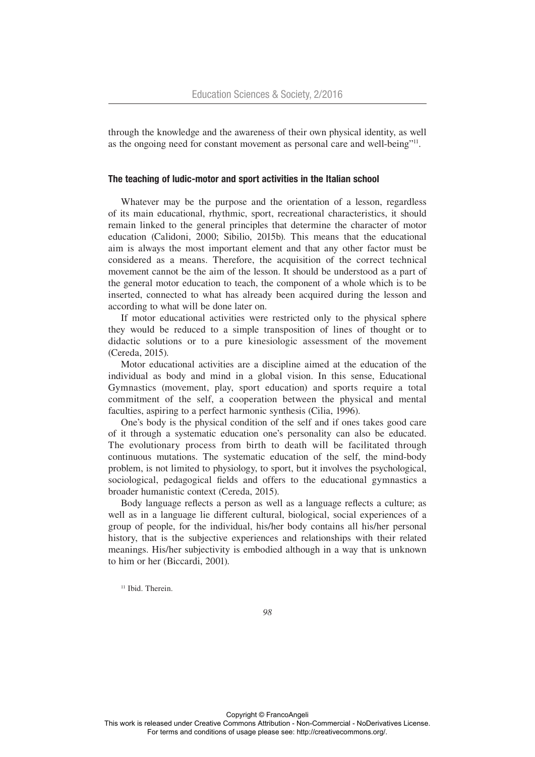through the knowledge and the awareness of their own physical identity, as well as the ongoing need for constant movement as personal care and well-being"[11].

## The teaching of ludic-motor and sport activities in the Italian school

Whatever may be the purpose and the orientation of a lesson, regardless of its main educational, rhythmic, sport, recreational characteristics, it should remain linked to the general principles that determine the character of motor education (Calidoni, 2000; Sibilio, 2015b). This means that the educational aim is always the most important element and that any other factor must be considered as a means. Therefore, the acquisition of the correct technical movement cannot be the aim of the lesson. It should be understood as a part of the general motor education to teach, the component of a whole which is to be inserted, connected to what has already been acquired during the lesson and according to what will be done later on.

If motor educational activities were restricted only to the physical sphere they would be reduced to a simple transposition of lines of thought or to didactic solutions or to a pure kinesiologic assessment of the movement (Cereda, 2015).

Motor educational activities are a discipline aimed at the education of the individual as body and mind in a global vision. In this sense, Educational Gymnastics (movement, play, sport education) and sports require a total commitment of the self, a cooperation between the physical and mental faculties, aspiring to a perfect harmonic synthesis (Cilia, 1996).

One's body is the physical condition of the self and if ones takes good care of it through a systematic education one's personality can also be educated. The evolutionary process from birth to death will be facilitated through continuous mutations. The systematic education of the self, the mind-body problem, is not limited to physiology, to sport, but it involves the psychological, sociological, pedagogical fields and offers to the educational gymnastics a broader humanistic context (Cereda, 2015).

Body language reflects a person as well as a language reflects a culture; as well as in a language lie different cultural, biological, social experiences of a group of people, for the individual, his/her body contains all his/her personal history, that is the subjective experiences and relationships with their related meanings. His/her subjectivity is embodied although in a way that is unknown to him or her (Biccardi, 2001).

[11] Ibid. Therein.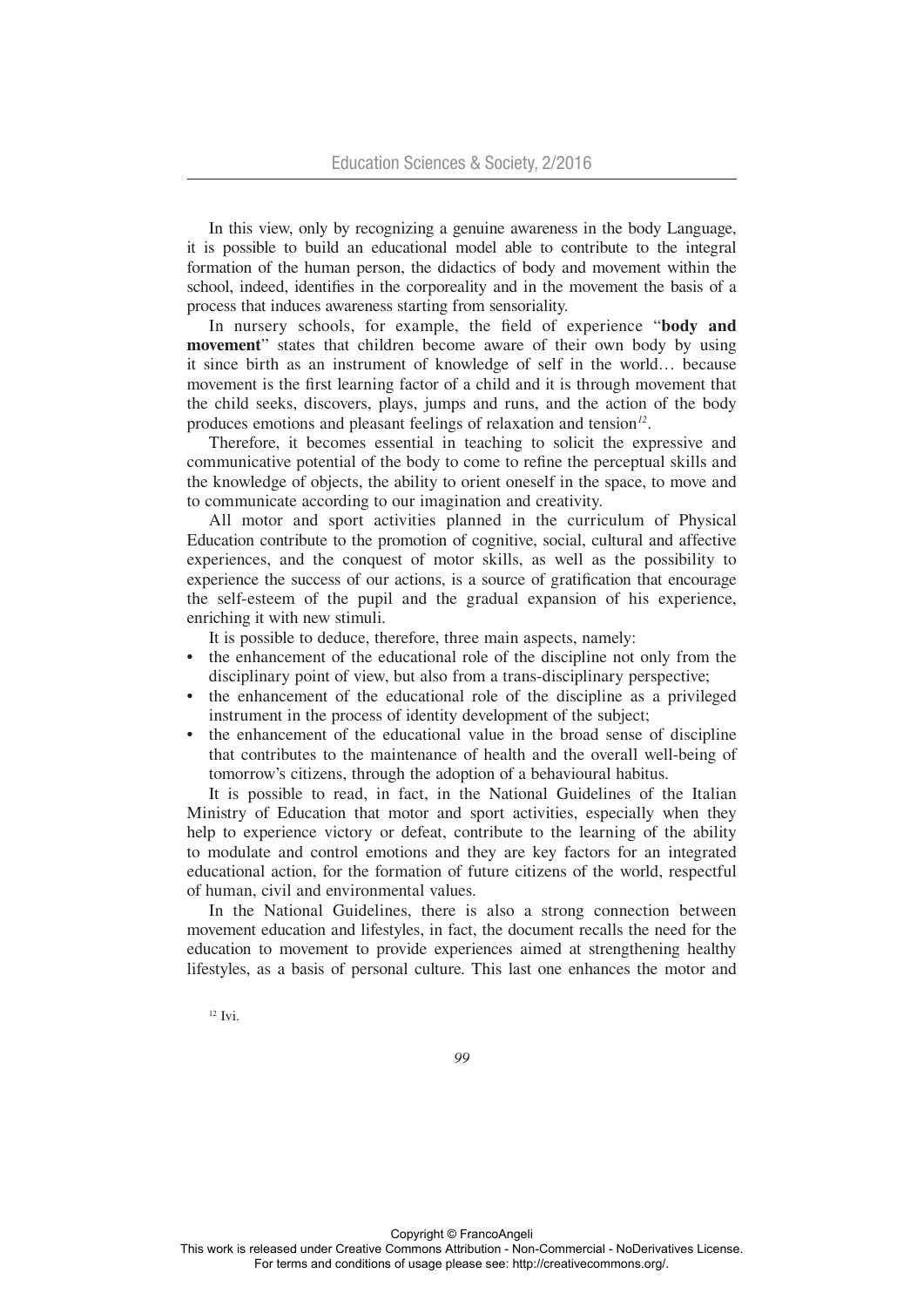In this view, only by recognizing a genuine awareness in the body Language, it is possible to build an educational model able to contribute to the integral formation of the human person, the didactics of body and movement within the school, indeed, identifies in the corporeality and in the movement the basis of a process that induces awareness starting from sensoriality.

In nursery schools, for example, the field of experience "**body and movement**" states that children become aware of their own body by using it since birth as an instrument of knowledge of self in the world… because movement is the first learning factor of a child and it is through movement that the child seeks, discovers, plays, jumps and runs, and the action of the body produces emotions and pleasant feelings of relaxation and tension[12].

Therefore, it becomes essential in teaching to solicit the expressive and communicative potential of the body to come to refine the perceptual skills and the knowledge of objects, the ability to orient oneself in the space, to move and to communicate according to our imagination and creativity.

All motor and sport activities planned in the curriculum of Physical Education contribute to the promotion of cognitive, social, cultural and affective experiences, and the conquest of motor skills, as well as the possibility to experience the success of our actions, is a source of gratification that encourage the self-esteem of the pupil and the gradual expansion of his experience, enriching it with new stimuli.

It is possible to deduce, therefore, three main aspects, namely:

- the enhancement of the educational role of the discipline not only from the disciplinary point of view, but also from a trans-disciplinary perspective;
- the enhancement of the educational role of the discipline as a privileged instrument in the process of identity development of the subject;
- the enhancement of the educational value in the broad sense of discipline that contributes to the maintenance of health and the overall well-being of tomorrow's citizens, through the adoption of a behavioural habitus.

It is possible to read, in fact, in the National Guidelines of the Italian Ministry of Education that motor and sport activities, especially when they help to experience victory or defeat, contribute to the learning of the ability to modulate and control emotions and they are key factors for an integrated educational action, for the formation of future citizens of the world, respectful of human, civil and environmental values.

In the National Guidelines, there is also a strong connection between movement education and lifestyles, in fact, the document recalls the need for the education to movement to provide experiences aimed at strengthening healthy lifestyles, as a basis of personal culture. This last one enhances the motor and

[12] Ivi.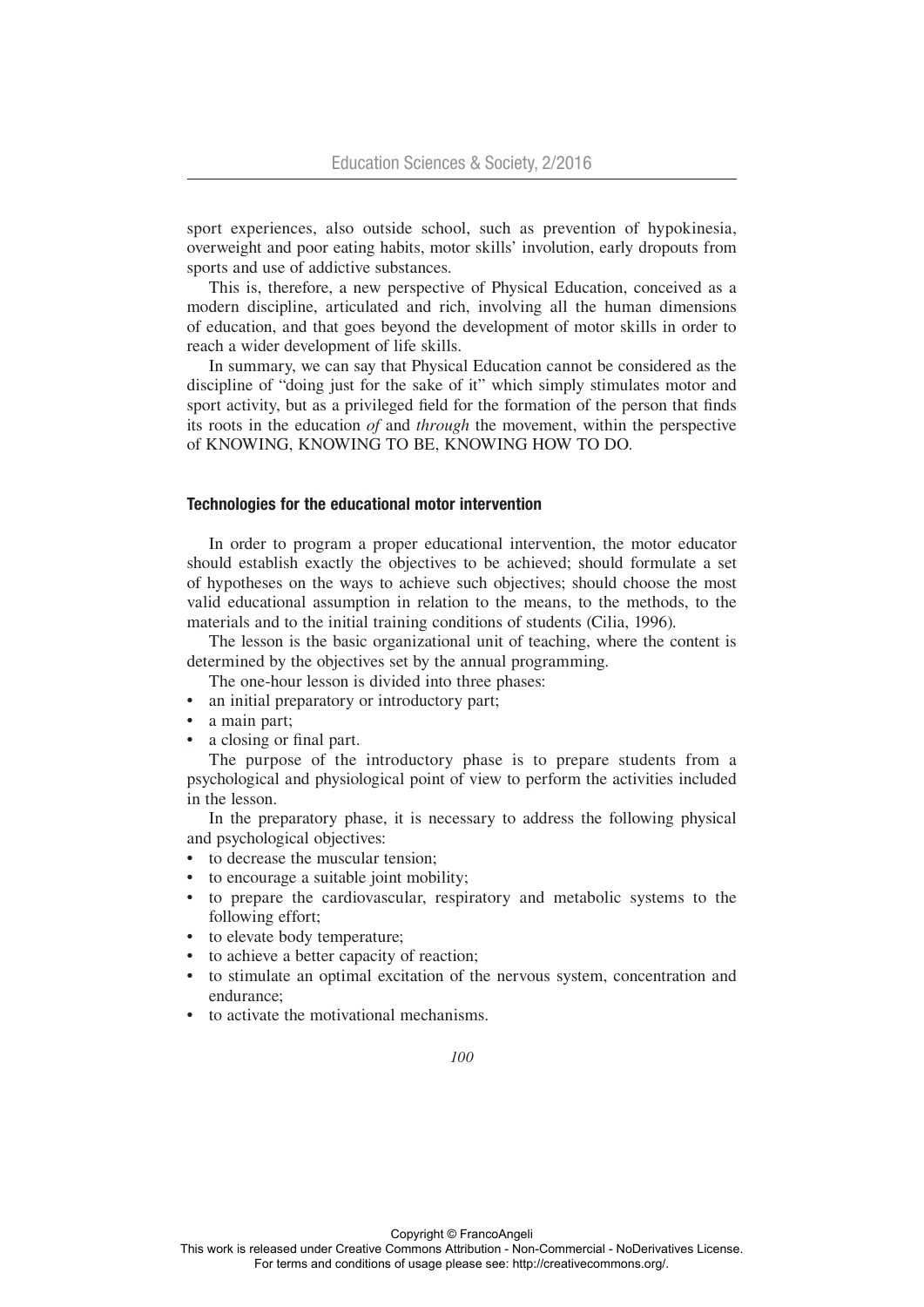sport experiences, also outside school, such as prevention of hypokinesia, overweight and poor eating habits, motor skills' involution, early dropouts from sports and use of addictive substances.

This is, therefore, a new perspective of Physical Education, conceived as a modern discipline, articulated and rich, involving all the human dimensions of education, and that goes beyond the development of motor skills in order to reach a wider development of life skills.

In summary, we can say that Physical Education cannot be considered as the discipline of "doing just for the sake of it" which simply stimulates motor and sport activity, but as a privileged field for the formation of the person that finds its roots in the education *of* and *through* the movement, within the perspective of KNOWING, KNOWING TO BE, KNOWING HOW TO DO.

### Technologies for the educational motor intervention

In order to program a proper educational intervention, the motor educator should establish exactly the objectives to be achieved; should formulate a set of hypotheses on the ways to achieve such objectives; should choose the most valid educational assumption in relation to the means, to the methods, to the materials and to the initial training conditions of students (Cilia, 1996).

The lesson is the basic organizational unit of teaching, where the content is determined by the objectives set by the annual programming.

The one-hour lesson is divided into three phases:

- an initial preparatory or introductory part;
- a main part;
- a closing or final part.

The purpose of the introductory phase is to prepare students from a psychological and physiological point of view to perform the activities included in the lesson.

In the preparatory phase, it is necessary to address the following physical and psychological objectives:

- to decrease the muscular tension;
- to encourage a suitable joint mobility;
- to prepare the cardiovascular, respiratory and metabolic systems to the following effort;
- to elevate body temperature;
- to achieve a better capacity of reaction;
- to stimulate an optimal excitation of the nervous system, concentration and endurance;
- to activate the motivational mechanisms.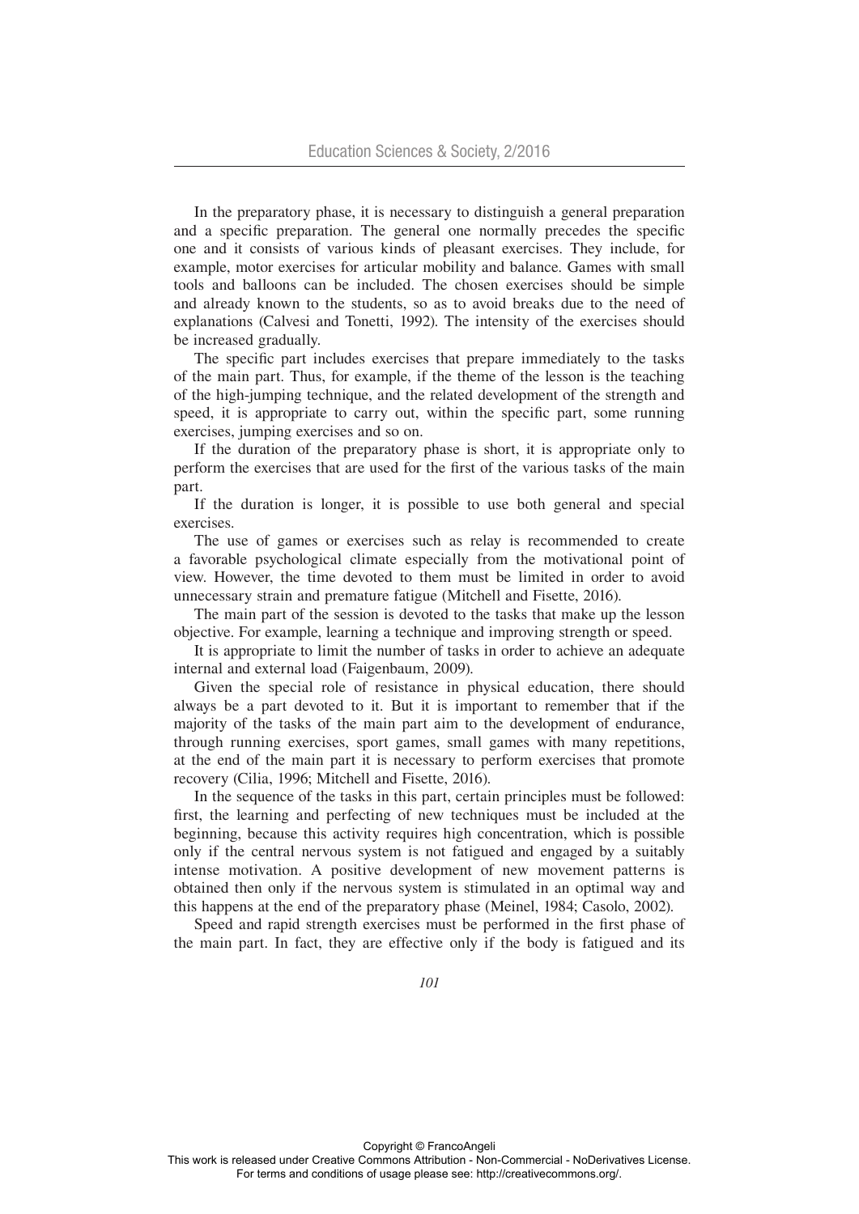In the preparatory phase, it is necessary to distinguish a general preparation and a specific preparation. The general one normally precedes the specific one and it consists of various kinds of pleasant exercises. They include, for example, motor exercises for articular mobility and balance. Games with small tools and balloons can be included. The chosen exercises should be simple and already known to the students, so as to avoid breaks due to the need of explanations (Calvesi and Tonetti, 1992). The intensity of the exercises should be increased gradually.

The specific part includes exercises that prepare immediately to the tasks of the main part. Thus, for example, if the theme of the lesson is the teaching of the high-jumping technique, and the related development of the strength and speed, it is appropriate to carry out, within the specific part, some running exercises, jumping exercises and so on.

If the duration of the preparatory phase is short, it is appropriate only to perform the exercises that are used for the first of the various tasks of the main part.

If the duration is longer, it is possible to use both general and special exercises.

The use of games or exercises such as relay is recommended to create a favorable psychological climate especially from the motivational point of view. However, the time devoted to them must be limited in order to avoid unnecessary strain and premature fatigue (Mitchell and Fisette, 2016).

The main part of the session is devoted to the tasks that make up the lesson objective. For example, learning a technique and improving strength or speed.

It is appropriate to limit the number of tasks in order to achieve an adequate internal and external load (Faigenbaum, 2009).

Given the special role of resistance in physical education, there should always be a part devoted to it. But it is important to remember that if the majority of the tasks of the main part aim to the development of endurance, through running exercises, sport games, small games with many repetitions, at the end of the main part it is necessary to perform exercises that promote recovery (Cilia, 1996; Mitchell and Fisette, 2016).

In the sequence of the tasks in this part, certain principles must be followed: first, the learning and perfecting of new techniques must be included at the beginning, because this activity requires high concentration, which is possible only if the central nervous system is not fatigued and engaged by a suitably intense motivation. A positive development of new movement patterns is obtained then only if the nervous system is stimulated in an optimal way and this happens at the end of the preparatory phase (Meinel, 1984; Casolo, 2002).

Speed and rapid strength exercises must be performed in the first phase of the main part. In fact, they are effective only if the body is fatigued and its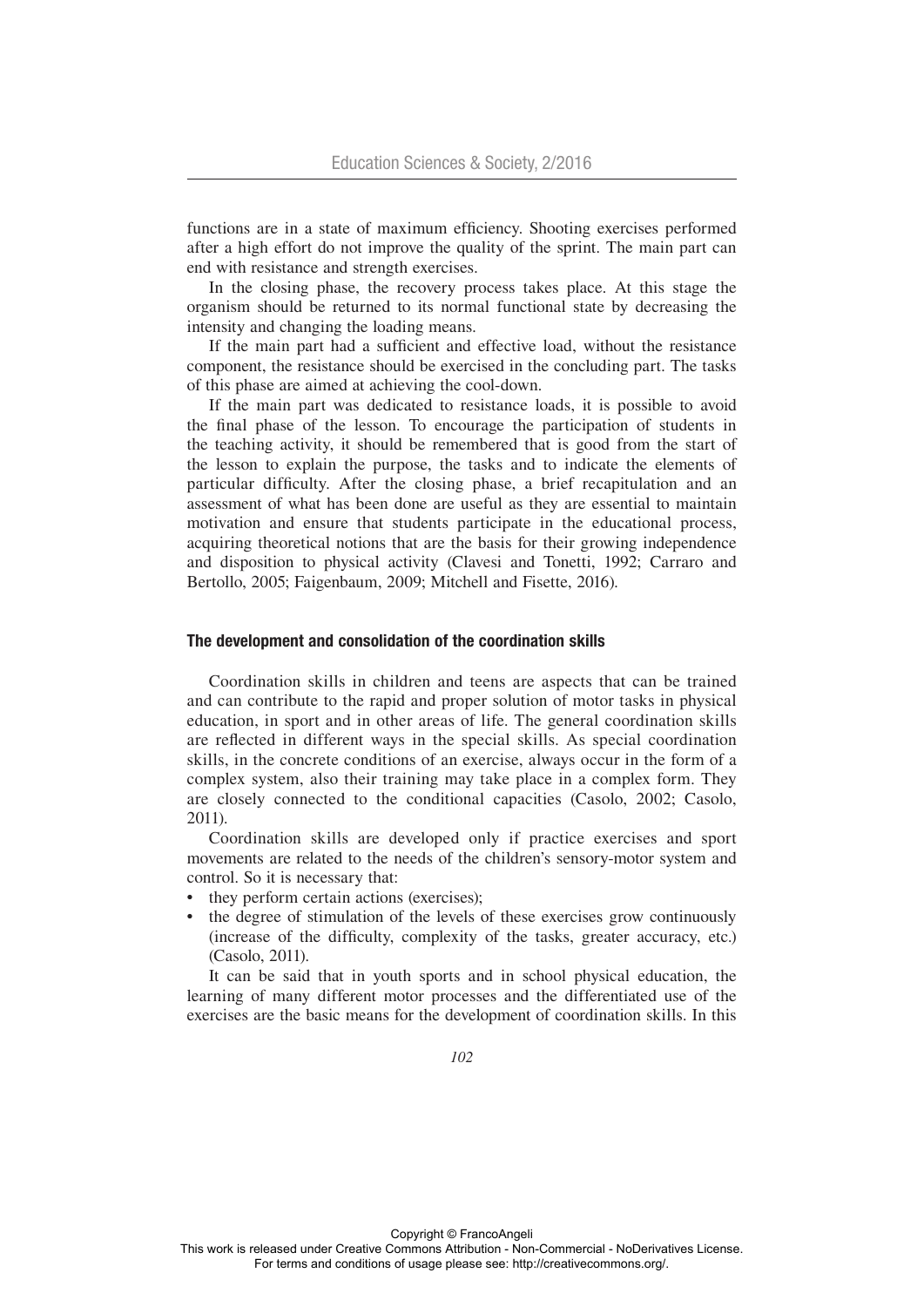functions are in a state of maximum efficiency. Shooting exercises performed after a high effort do not improve the quality of the sprint. The main part can end with resistance and strength exercises.

In the closing phase, the recovery process takes place. At this stage the organism should be returned to its normal functional state by decreasing the intensity and changing the loading means.

If the main part had a sufficient and effective load, without the resistance component, the resistance should be exercised in the concluding part. The tasks of this phase are aimed at achieving the cool-down.

If the main part was dedicated to resistance loads, it is possible to avoid the final phase of the lesson. To encourage the participation of students in the teaching activity, it should be remembered that is good from the start of the lesson to explain the purpose, the tasks and to indicate the elements of particular difficulty. After the closing phase, a brief recapitulation and an assessment of what has been done are useful as they are essential to maintain motivation and ensure that students participate in the educational process, acquiring theoretical notions that are the basis for their growing independence and disposition to physical activity (Clavesi and Tonetti, 1992; Carraro and Bertollo, 2005; Faigenbaum, 2009; Mitchell and Fisette, 2016).

## The development and consolidation of the coordination skills

Coordination skills in children and teens are aspects that can be trained and can contribute to the rapid and proper solution of motor tasks in physical education, in sport and in other areas of life. The general coordination skills are reflected in different ways in the special skills. As special coordination skills, in the concrete conditions of an exercise, always occur in the form of a complex system, also their training may take place in a complex form. They are closely connected to the conditional capacities (Casolo, 2002; Casolo, 2011).

Coordination skills are developed only if practice exercises and sport movements are related to the needs of the children's sensory-motor system and control. So it is necessary that:

- they perform certain actions (exercises);
- the degree of stimulation of the levels of these exercises grow continuously (increase of the difficulty, complexity of the tasks, greater accuracy, etc.) (Casolo, 2011).

It can be said that in youth sports and in school physical education, the learning of many different motor processes and the differentiated use of the exercises are the basic means for the development of coordination skills. In this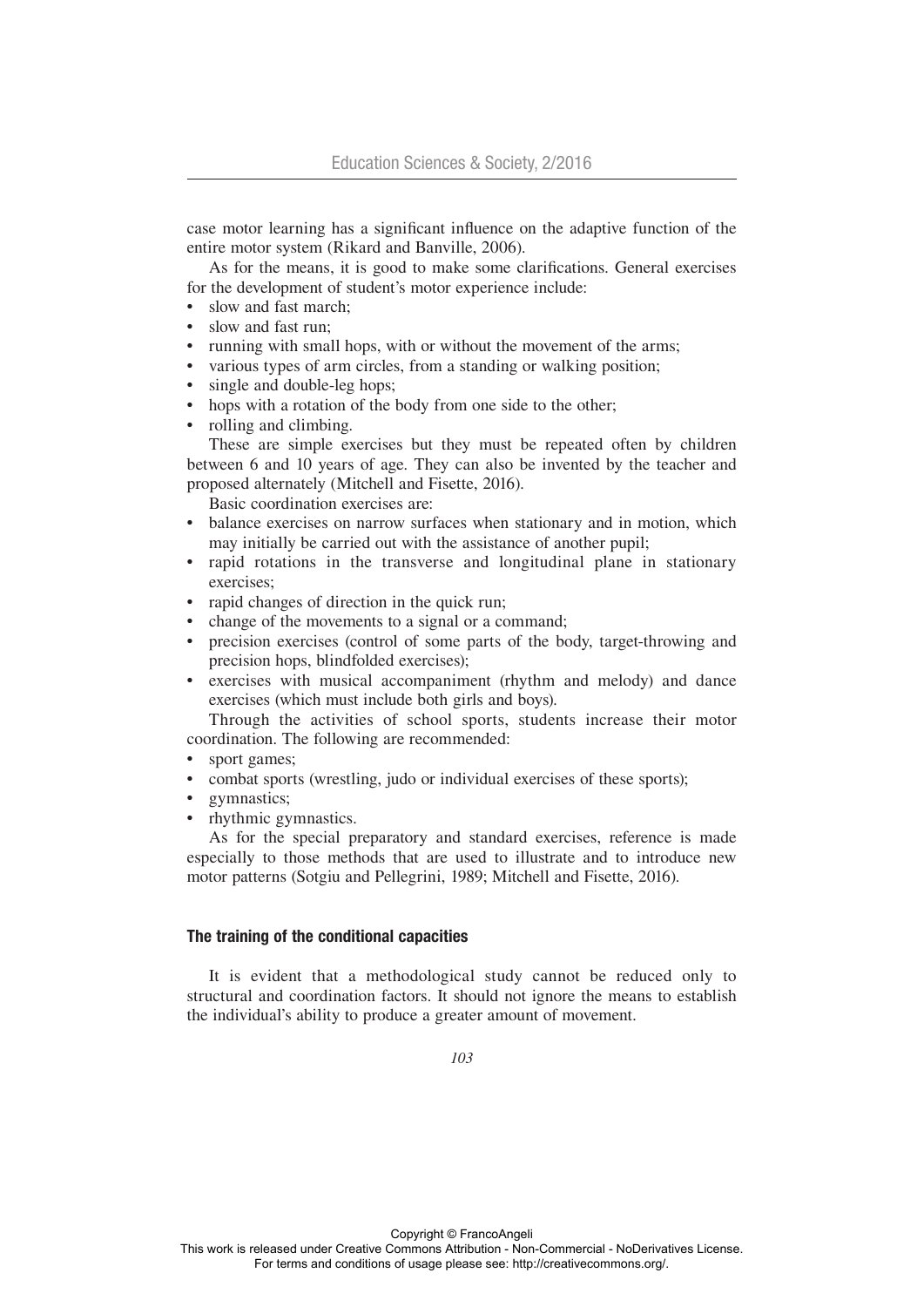case motor learning has a significant influence on the adaptive function of the entire motor system (Rikard and Banville, 2006).

As for the means, it is good to make some clarifications. General exercises for the development of student's motor experience include:

- slow and fast march;
- slow and fast run;
- running with small hops, with or without the movement of the arms;
- various types of arm circles, from a standing or walking position;
- single and double-leg hops;
- hops with a rotation of the body from one side to the other;
- rolling and climbing.

These are simple exercises but they must be repeated often by children between 6 and 10 years of age. They can also be invented by the teacher and proposed alternately (Mitchell and Fisette, 2016).

Basic coordination exercises are:

- balance exercises on narrow surfaces when stationary and in motion, which may initially be carried out with the assistance of another pupil;
- rapid rotations in the transverse and longitudinal plane in stationary exercises;
- rapid changes of direction in the quick run;
- change of the movements to a signal or a command;
- precision exercises (control of some parts of the body, target-throwing and precision hops, blindfolded exercises);
- exercises with musical accompaniment (rhythm and melody) and dance exercises (which must include both girls and boys).

Through the activities of school sports, students increase their motor coordination. The following are recommended:

- sport games;
- combat sports (wrestling, judo or individual exercises of these sports);
- gymnastics;
- rhythmic gymnastics.

As for the special preparatory and standard exercises, reference is made especially to those methods that are used to illustrate and to introduce new motor patterns (Sotgiu and Pellegrini, 1989; Mitchell and Fisette, 2016).

## The training of the conditional capacities

It is evident that a methodological study cannot be reduced only to structural and coordination factors. It should not ignore the means to establish the individual's ability to produce a greater amount of movement.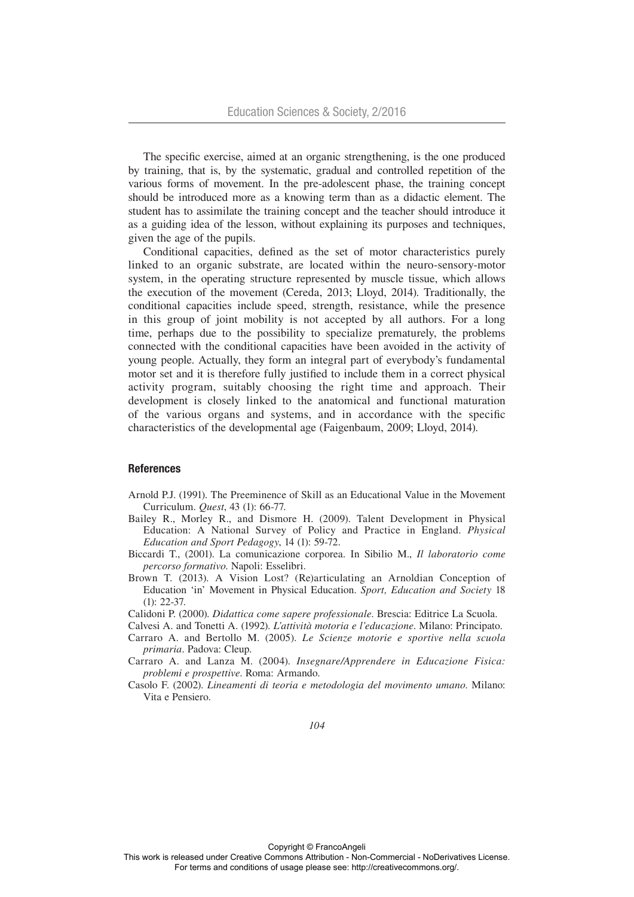The specific exercise, aimed at an organic strengthening, is the one produced by training, that is, by the systematic, gradual and controlled repetition of the various forms of movement. In the pre-adolescent phase, the training concept should be introduced more as a knowing term than as a didactic element. The student has to assimilate the training concept and the teacher should introduce it as a guiding idea of the lesson, without explaining its purposes and techniques, given the age of the pupils.

Conditional capacities, defined as the set of motor characteristics purely linked to an organic substrate, are located within the neuro-sensory-motor system, in the operating structure represented by muscle tissue, which allows the execution of the movement (Cereda, 2013; Lloyd, 2014). Traditionally, the conditional capacities include speed, strength, resistance, while the presence in this group of joint mobility is not accepted by all authors. For a long time, perhaps due to the possibility to specialize prematurely, the problems connected with the conditional capacities have been avoided in the activity of young people. Actually, they form an integral part of everybody's fundamental motor set and it is therefore fully justified to include them in a correct physical activity program, suitably choosing the right time and approach. Their development is closely linked to the anatomical and functional maturation of the various organs and systems, and in accordance with the specific characteristics of the developmental age (Faigenbaum, 2009; Lloyd, 2014).

## References

Arnold P.J. (1991). The Preeminence of Skill as an Educational Value in the Movement Curriculum. *Quest*, 43 (1): 66-77.

Bailey R., Morley R., and Dismore H. (2009). Talent Development in Physical Education: A National Survey of Policy and Practice in England. *Physical Education and Sport Pedagogy*, 14 (1): 59-72.

Biccardi T., (2001). La comunicazione corporea. In Sibilio M., *Il laboratorio come percorso formativo*. Napoli: Esselibri.

Brown T. (2013). A Vision Lost? (Re)articulating an Arnoldian Conception of Education 'in' Movement in Physical Education. *Sport, Education and Society* 18 (1): 22-37.

Calidoni P. (2000). *Didattica come sapere professionale*. Brescia: Editrice La Scuola.

Calvesi A. and Tonetti A. (1992). *L'attività motoria e l'educazione*. Milano: Principato.

Carraro A. and Bertollo M. (2005). *Le Scienze motorie e sportive nella scuola primaria*. Padova: Cleup.

Carraro A. and Lanza M. (2004). *Insegnare/Apprendere in Educazione Fisica: problemi e prospettive*. Roma: Armando.

Casolo F. (2002). *Lineamenti di teoria e metodologia del movimento umano*. Milano: Vita e Pensiero.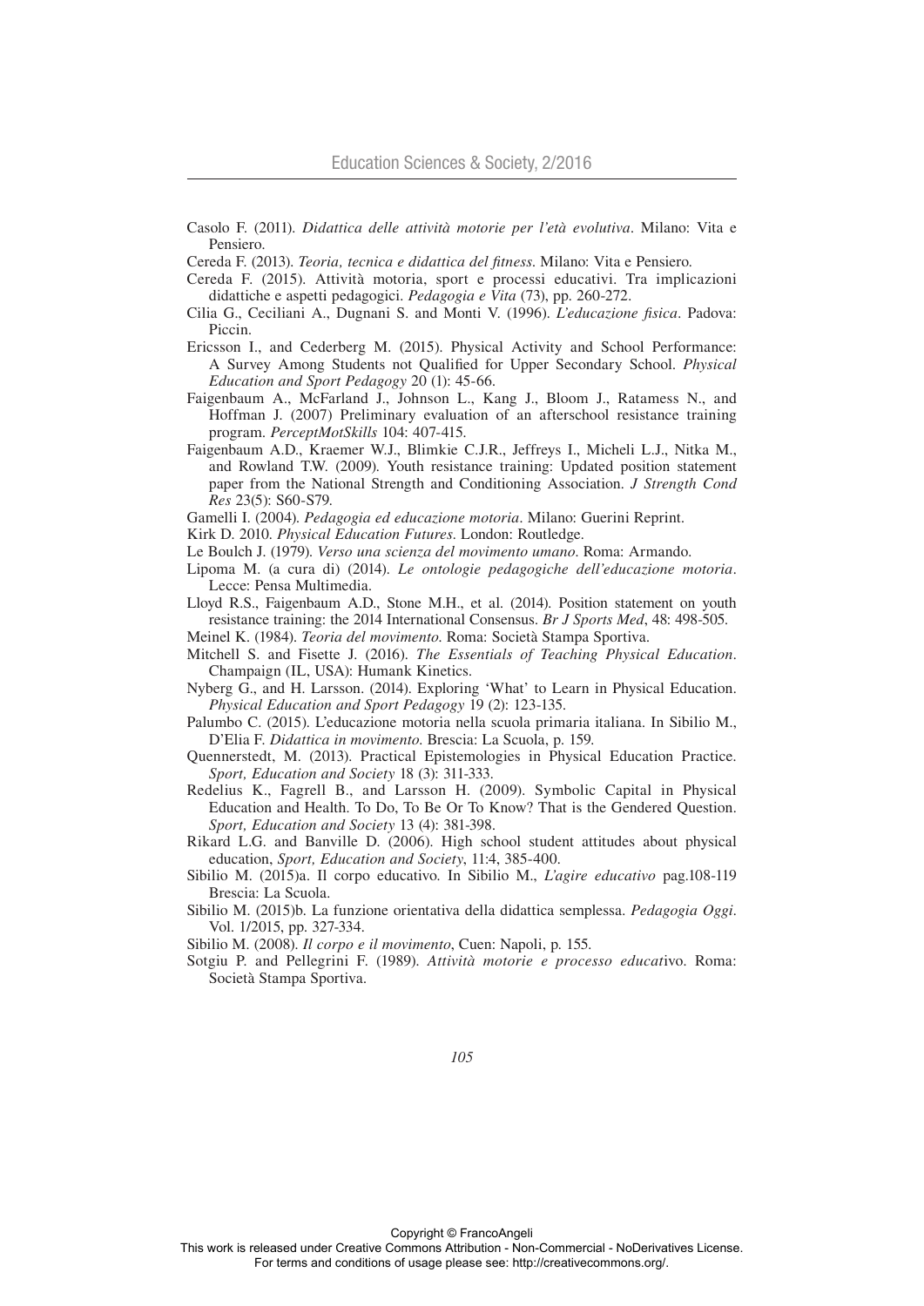Casolo F. (2011). *Didattica delle attività motorie per l'età evolutiva*. Milano: Vita e Pensiero.

Cereda F. (2013). *Teoria, tecnica e didattica del fitness*. Milano: Vita e Pensiero.

Cereda F. (2015). Attività motoria, sport e processi educativi. Tra implicazioni didattiche e aspetti pedagogici. *Pedagogia e Vita* (73), pp. 260-272.

Cilia G., Ceciliani A., Dugnani S. and Monti V. (1996). *L'educazione fisica*. Padova: Piccin.

Ericsson I., and Cederberg M. (2015). Physical Activity and School Performance: A Survey Among Students not Qualified for Upper Secondary School. *Physical Education and Sport Pedagogy* 20 (1): 45-66.

Faigenbaum A., McFarland J., Johnson L., Kang J., Bloom J., Ratamess N., and Hoffman J. (2007) Preliminary evaluation of an afterschool resistance training program. *PerceptMotSkills* 104: 407-415.

Faigenbaum A.D., Kraemer W.J., Blimkie C.J.R., Jeffreys I., Micheli L.J., Nitka M., and Rowland T.W. (2009). Youth resistance training: Updated position statement paper from the National Strength and Conditioning Association. *J Strength Cond Res* 23(5): S60-S79.

Gamelli I. (2004). *Pedagogia ed educazione motoria*. Milano: Guerini Reprint.

Kirk D. 2010. *Physical Education Futures*. London: Routledge.

Le Boulch J. (1979). *Verso una scienza del movimento umano*. Roma: Armando.

Lipoma M. (a cura di) (2014). *Le ontologie pedagogiche dell'educazione motoria*. Lecce: Pensa Multimedia.

Lloyd R.S., Faigenbaum A.D., Stone M.H., et al. (2014). Position statement on youth resistance training: the 2014 International Consensus. *Br J Sports Med*, 48: 498-505.

Meinel K. (1984). *Teoria del movimento*. Roma: Società Stampa Sportiva.

Mitchell S. and Fisette J. (2016). *The Essentials of Teaching Physical Education*. Champaign (IL, USA): Humank Kinetics.

Nyberg G., and H. Larsson. (2014). Exploring 'What' to Learn in Physical Education. *Physical Education and Sport Pedagogy* 19 (2): 123-135.

Palumbo C. (2015). L'educazione motoria nella scuola primaria italiana. In Sibilio M., D'Elia F. *Didattica in movimento*. Brescia: La Scuola, p. 159.

Quennerstedt, M. (2013). Practical Epistemologies in Physical Education Practice. *Sport, Education and Society* 18 (3): 311-333.

Redelius K., Fagrell B., and Larsson H. (2009). Symbolic Capital in Physical Education and Health. To Do, To Be Or To Know? That is the Gendered Question. *Sport, Education and Society* 13 (4): 381-398.

Rikard L.G. and Banville D. (2006). High school student attitudes about physical education, *Sport, Education and Society*, 11:4, 385-400.

Sibilio M. (2015)a. Il corpo educativo. In Sibilio M., *L'agire educativo* pag.108-119 Brescia: La Scuola.

Sibilio M. (2015)b. La funzione orientativa della didattica semplessa. *Pedagogia Oggi*. Vol. 1/2015, pp. 327-334.

Sibilio M. (2008). *Il corpo e il movimento*, Cuen: Napoli, p. 155.

Sotgiu P. and Pellegrini F. (1989). *Attività motorie e processo educat*ivo. Roma: Società Stampa Sportiva.